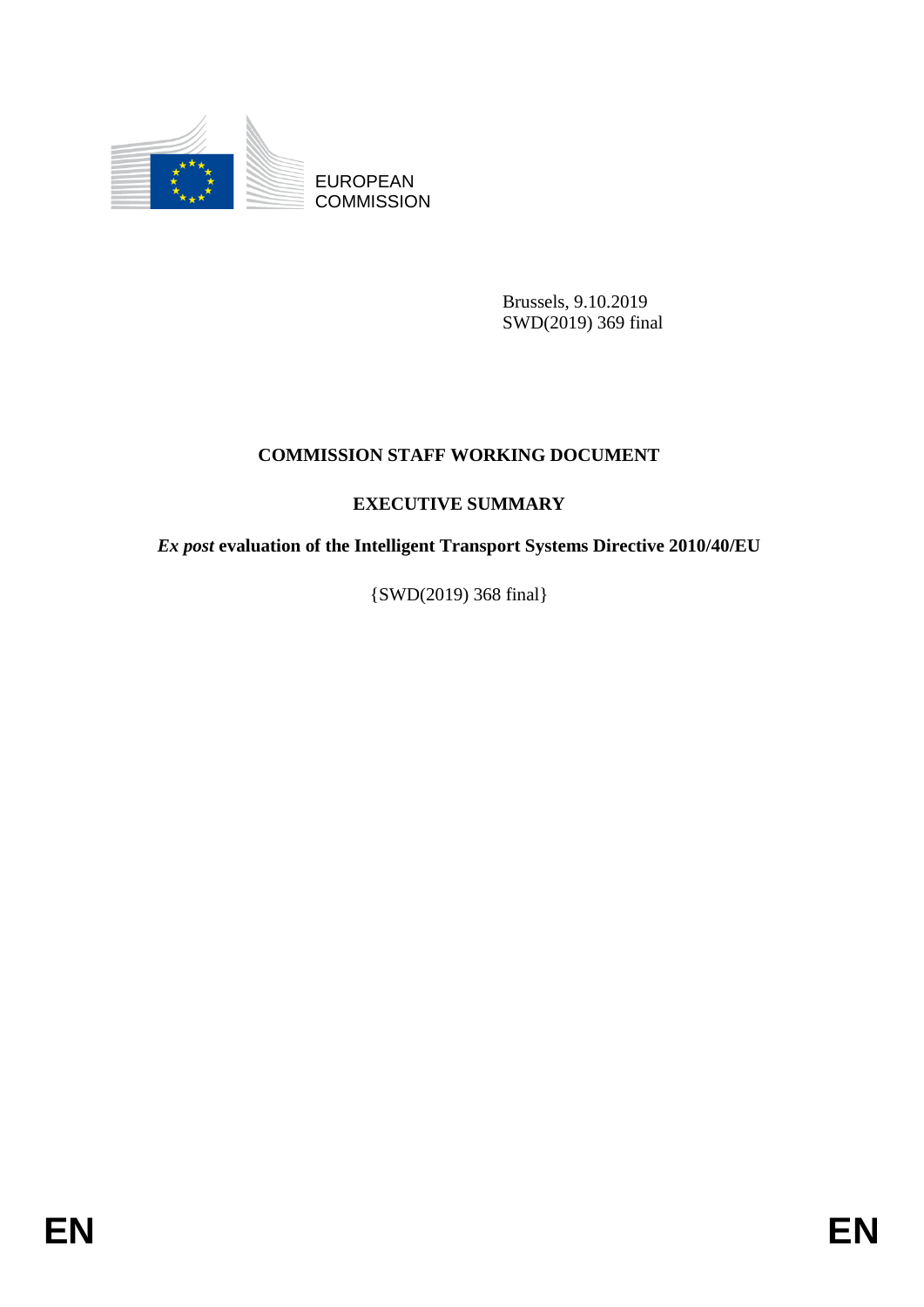EUROPEAN COMMISSION

Brussels, 9.10.2019
SWD(2019) 369 final

# COMMISSION STAFF WORKING DOCUMENT

## EXECUTIVE SUMMARY

## *Ex post* evaluation of the Intelligent Transport Systems Directive 2010/40/EU

{SWD(2019) 368 final}

EN EN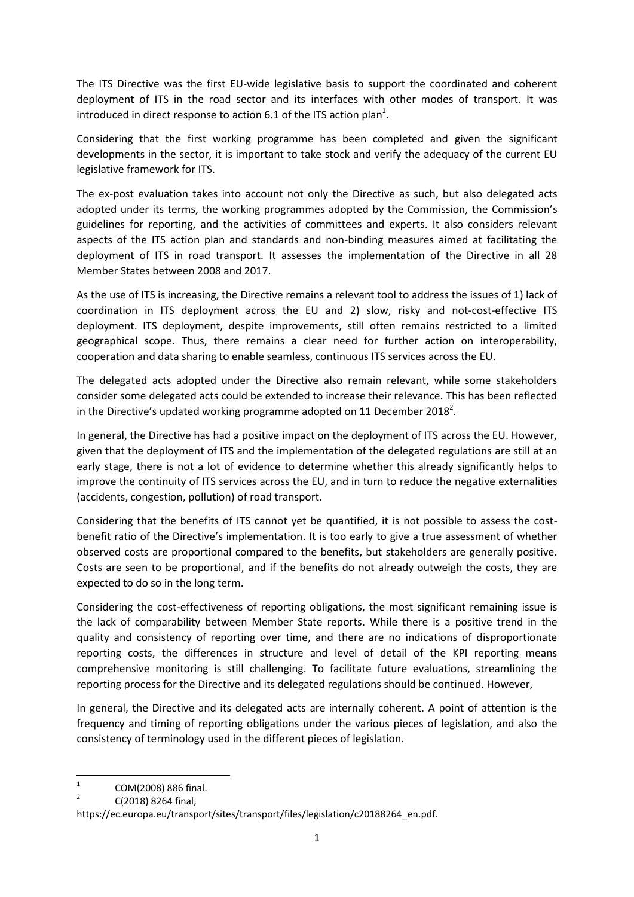The ITS Directive was the first EU-wide legislative basis to support the coordinated and coherent deployment of ITS in the road sector and its interfaces with other modes of transport. It was introduced in direct response to action 6.1 of the ITS action plan[1].

Considering that the first working programme has been completed and given the significant developments in the sector, it is important to take stock and verify the adequacy of the current EU legislative framework for ITS.

The ex-post evaluation takes into account not only the Directive as such, but also delegated acts adopted under its terms, the working programmes adopted by the Commission, the Commission's guidelines for reporting, and the activities of committees and experts. It also considers relevant aspects of the ITS action plan and standards and non-binding measures aimed at facilitating the deployment of ITS in road transport. It assesses the implementation of the Directive in all 28 Member States between 2008 and 2017.

As the use of ITS is increasing, the Directive remains a relevant tool to address the issues of 1) lack of coordination in ITS deployment across the EU and 2) slow, risky and not-cost-effective ITS deployment. ITS deployment, despite improvements, still often remains restricted to a limited geographical scope. Thus, there remains a clear need for further action on interoperability, cooperation and data sharing to enable seamless, continuous ITS services across the EU.

The delegated acts adopted under the Directive also remain relevant, while some stakeholders consider some delegated acts could be extended to increase their relevance. This has been reflected in the Directive's updated working programme adopted on 11 December 2018[2].

In general, the Directive has had a positive impact on the deployment of ITS across the EU. However, given that the deployment of ITS and the implementation of the delegated regulations are still at an early stage, there is not a lot of evidence to determine whether this already significantly helps to improve the continuity of ITS services across the EU, and in turn to reduce the negative externalities (accidents, congestion, pollution) of road transport.

Considering that the benefits of ITS cannot yet be quantified, it is not possible to assess the cost-benefit ratio of the Directive's implementation. It is too early to give a true assessment of whether observed costs are proportional compared to the benefits, but stakeholders are generally positive. Costs are seen to be proportional, and if the benefits do not already outweigh the costs, they are expected to do so in the long term.

Considering the cost-effectiveness of reporting obligations, the most significant remaining issue is the lack of comparability between Member State reports. While there is a positive trend in the quality and consistency of reporting over time, and there are no indications of disproportionate reporting costs, the differences in structure and level of detail of the KPI reporting means comprehensive monitoring is still challenging. To facilitate future evaluations, streamlining the reporting process for the Directive and its delegated regulations should be continued. However,

In general, the Directive and its delegated acts are internally coherent. A point of attention is the frequency and timing of reporting obligations under the various pieces of legislation, and also the consistency of terminology used in the different pieces of legislation.

---

[1] COM(2008) 886 final.

[2] C(2018) 8264 final, https://ec.europa.eu/transport/sites/transport/files/legislation/c20188264_en.pdf.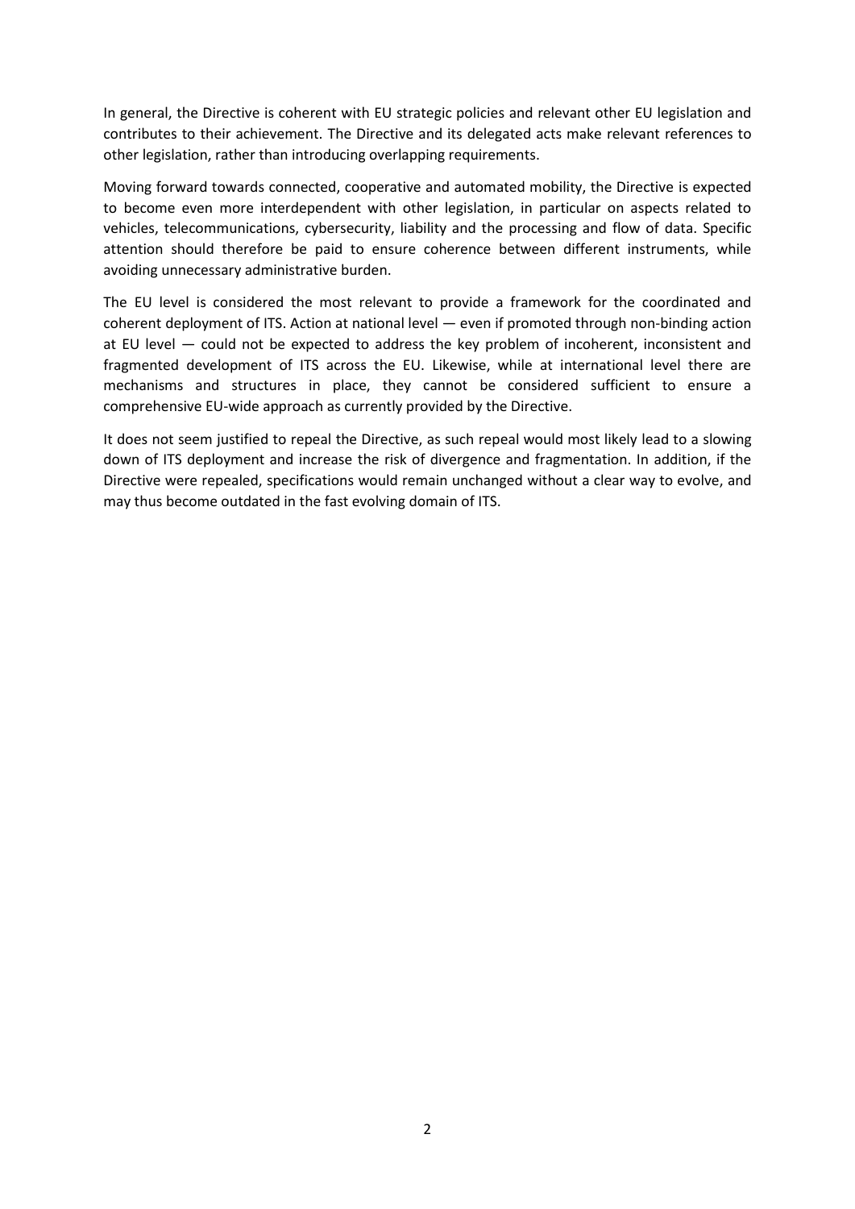In general, the Directive is coherent with EU strategic policies and relevant other EU legislation and contributes to their achievement. The Directive and its delegated acts make relevant references to other legislation, rather than introducing overlapping requirements.

Moving forward towards connected, cooperative and automated mobility, the Directive is expected to become even more interdependent with other legislation, in particular on aspects related to vehicles, telecommunications, cybersecurity, liability and the processing and flow of data. Specific attention should therefore be paid to ensure coherence between different instruments, while avoiding unnecessary administrative burden.

The EU level is considered the most relevant to provide a framework for the coordinated and coherent deployment of ITS. Action at national level — even if promoted through non-binding action at EU level — could not be expected to address the key problem of incoherent, inconsistent and fragmented development of ITS across the EU. Likewise, while at international level there are mechanisms and structures in place, they cannot be considered sufficient to ensure a comprehensive EU-wide approach as currently provided by the Directive.

It does not seem justified to repeal the Directive, as such repeal would most likely lead to a slowing down of ITS deployment and increase the risk of divergence and fragmentation. In addition, if the Directive were repealed, specifications would remain unchanged without a clear way to evolve, and may thus become outdated in the fast evolving domain of ITS.